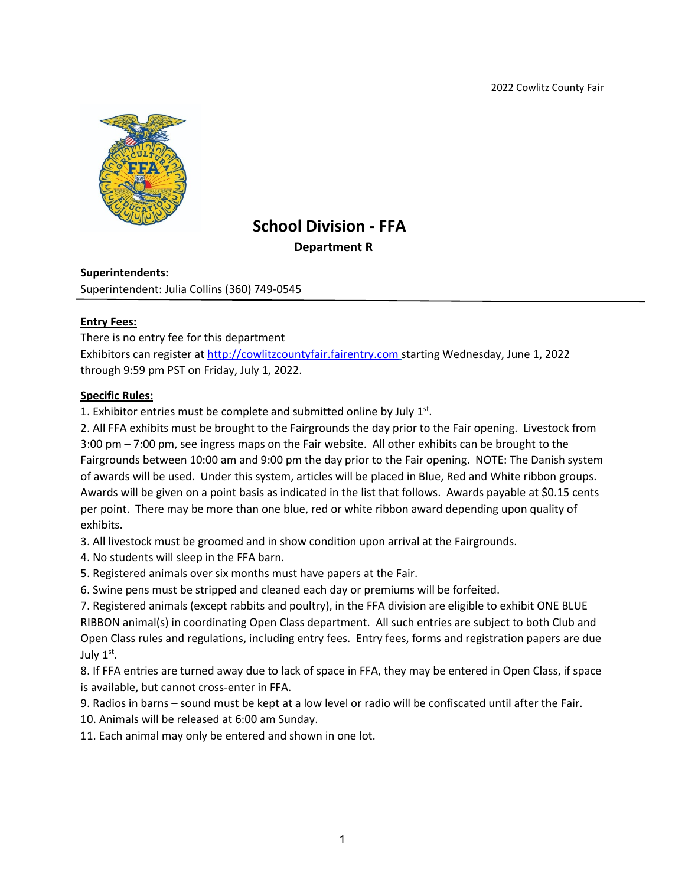# School Division - FFA

## Department R

**Superintendents:**

Superintendent: Julia Collins (360) 749-0545

**Entry Fees:**

There is no entry fee for this department

Exhibitors can register at http://cowlitzcountyfair.fairentry.com starting Wednesday, June 1, 2022 through 9:59 pm PST on Friday, July 1, 2022.

**Specific Rules:**

1. Exhibitor entries must be complete and submitted online by July 1st.
2. All FFA exhibits must be brought to the Fairgrounds the day prior to the Fair opening. Livestock from 3:00 pm – 7:00 pm, see ingress maps on the Fair website. All other exhibits can be brought to the Fairgrounds between 10:00 am and 9:00 pm the day prior to the Fair opening. NOTE: The Danish system of awards will be used. Under this system, articles will be placed in Blue, Red and White ribbon groups. Awards will be given on a point basis as indicated in the list that follows. Awards payable at $0.15 cents per point. There may be more than one blue, red or white ribbon award depending upon quality of exhibits.
3. All livestock must be groomed and in show condition upon arrival at the Fairgrounds.
4. No students will sleep in the FFA barn.
5. Registered animals over six months must have papers at the Fair.
6. Swine pens must be stripped and cleaned each day or premiums will be forfeited.
7. Registered animals (except rabbits and poultry), in the FFA division are eligible to exhibit ONE BLUE RIBBON animal(s) in coordinating Open Class department. All such entries are subject to both Club and Open Class rules and regulations, including entry fees. Entry fees, forms and registration papers are due July 1st.
8. If FFA entries are turned away due to lack of space in FFA, they may be entered in Open Class, if space is available, but cannot cross-enter in FFA.
9. Radios in barns – sound must be kept at a low level or radio will be confiscated until after the Fair.
10. Animals will be released at 6:00 am Sunday.
11. Each animal may only be entered and shown in one lot.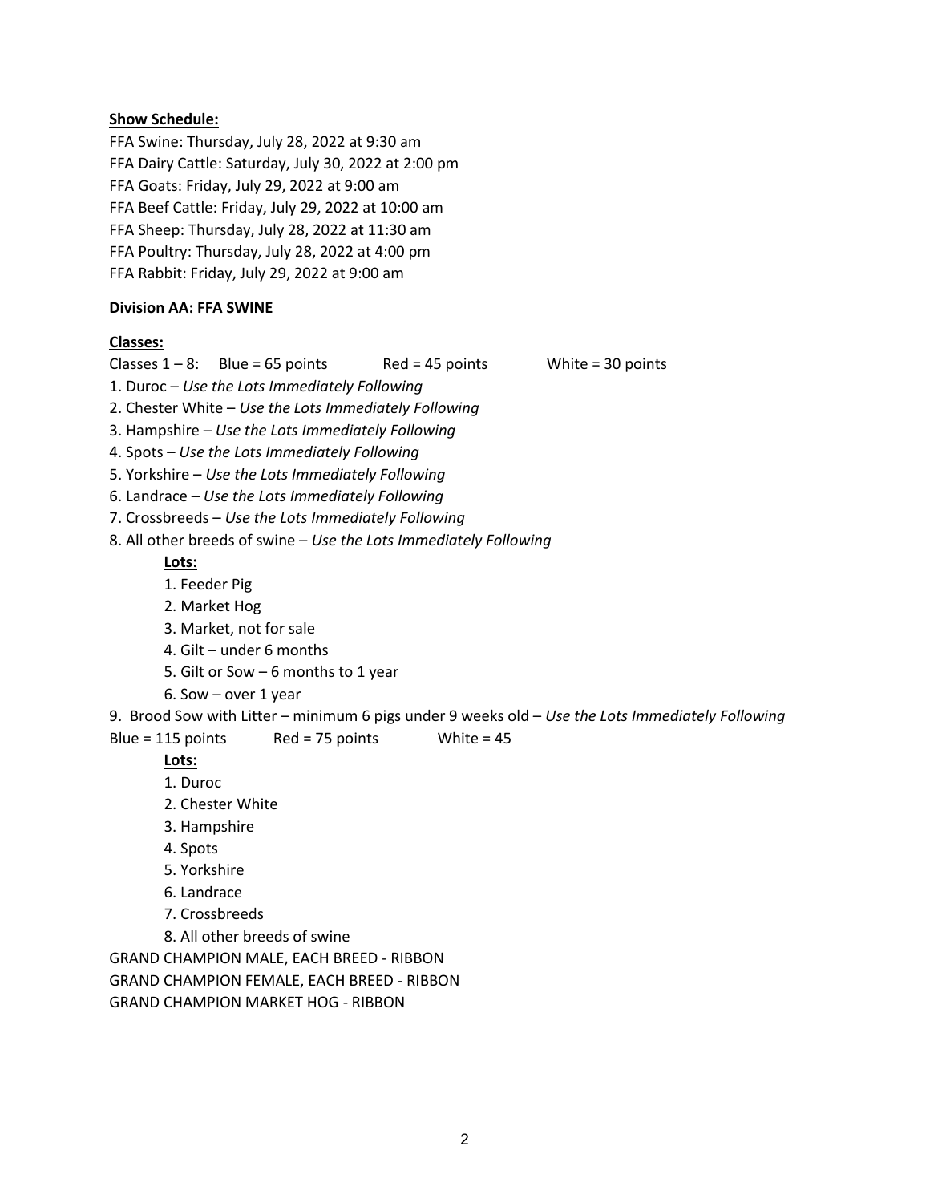**<u>Show Schedule:</u>**

FFA Swine: Thursday, July 28, 2022 at 9:30 am
FFA Dairy Cattle: Saturday, July 30, 2022 at 2:00 pm
FFA Goats: Friday, July 29, 2022 at 9:00 am
FFA Beef Cattle: Friday, July 29, 2022 at 10:00 am
FFA Sheep: Thursday, July 28, 2022 at 11:30 am
FFA Poultry: Thursday, July 28, 2022 at 4:00 pm
FFA Rabbit: Friday, July 29, 2022 at 9:00 am

**Division AA: FFA SWINE**

**<u>Classes:</u>**

Classes 1 – 8: Blue = 65 points Red = 45 points White = 30 points

1. Duroc – *Use the Lots Immediately Following*
2. Chester White – *Use the Lots Immediately Following*
3. Hampshire – *Use the Lots Immediately Following*
4. Spots – *Use the Lots Immediately Following*
5. Yorkshire – *Use the Lots Immediately Following*
6. Landrace – *Use the Lots Immediately Following*
7. Crossbreeds – *Use the Lots Immediately Following*
8. All other breeds of swine – *Use the Lots Immediately Following*

   **<u>Lots:</u>**

   1. Feeder Pig
   2. Market Hog
   3. Market, not for sale
   4. Gilt – under 6 months
   5. Gilt or Sow – 6 months to 1 year
   6. Sow – over 1 year

9. Brood Sow with Litter – minimum 6 pigs under 9 weeks old – *Use the Lots Immediately Following*

Blue = 115 points Red = 75 points White = 45

   **<u>Lots:</u>**

   1. Duroc
   2. Chester White
   3. Hampshire
   4. Spots
   5. Yorkshire
   6. Landrace
   7. Crossbreeds
   8. All other breeds of swine

GRAND CHAMPION MALE, EACH BREED - RIBBON
GRAND CHAMPION FEMALE, EACH BREED - RIBBON
GRAND CHAMPION MARKET HOG - RIBBON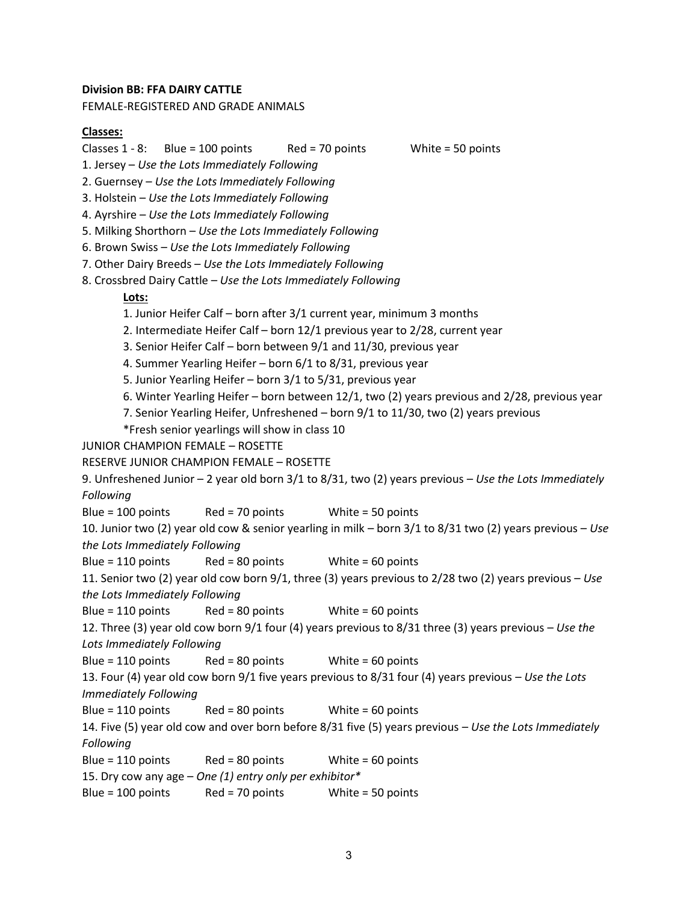**Division BB: FFA DAIRY CATTLE**

FEMALE-REGISTERED AND GRADE ANIMALS

**Classes:**

Classes 1 - 8: Blue = 100 points Red = 70 points White = 50 points

1. Jersey – *Use the Lots Immediately Following*
2. Guernsey – *Use the Lots Immediately Following*
3. Holstein – *Use the Lots Immediately Following*
4. Ayrshire – *Use the Lots Immediately Following*
5. Milking Shorthorn – *Use the Lots Immediately Following*
6. Brown Swiss – *Use the Lots Immediately Following*
7. Other Dairy Breeds – *Use the Lots Immediately Following*
8. Crossbred Dairy Cattle – *Use the Lots Immediately Following*

**Lots:**

1. Junior Heifer Calf – born after 3/1 current year, minimum 3 months
2. Intermediate Heifer Calf – born 12/1 previous year to 2/28, current year
3. Senior Heifer Calf – born between 9/1 and 11/30, previous year
4. Summer Yearling Heifer – born 6/1 to 8/31, previous year
5. Junior Yearling Heifer – born 3/1 to 5/31, previous year
6. Winter Yearling Heifer – born between 12/1, two (2) years previous and 2/28, previous year
7. Senior Yearling Heifer, Unfreshened – born 9/1 to 11/30, two (2) years previous

*Fresh senior yearlings will show in class 10

JUNIOR CHAMPION FEMALE – ROSETTE

RESERVE JUNIOR CHAMPION FEMALE – ROSETTE

9. Unfreshened Junior – 2 year old born 3/1 to 8/31, two (2) years previous – *Use the Lots Immediately Following*

Blue = 100 points Red = 70 points White = 50 points

10. Junior two (2) year old cow & senior yearling in milk – born 3/1 to 8/31 two (2) years previous – *Use the Lots Immediately Following*

Blue = 110 points Red = 80 points White = 60 points

11. Senior two (2) year old cow born 9/1, three (3) years previous to 2/28 two (2) years previous – *Use the Lots Immediately Following*

Blue = 110 points Red = 80 points White = 60 points

12. Three (3) year old cow born 9/1 four (4) years previous to 8/31 three (3) years previous – *Use the Lots Immediately Following*

Blue = 110 points Red = 80 points White = 60 points

13. Four (4) year old cow born 9/1 five years previous to 8/31 four (4) years previous – *Use the Lots Immediately Following*

Blue = 110 points Red = 80 points White = 60 points

14. Five (5) year old cow and over born before 8/31 five (5) years previous – *Use the Lots Immediately Following*

Blue = 110 points Red = 80 points White = 60 points

15. Dry cow any age – *One (1) entry only per exhibitor**

Blue = 100 points Red = 70 points White = 50 points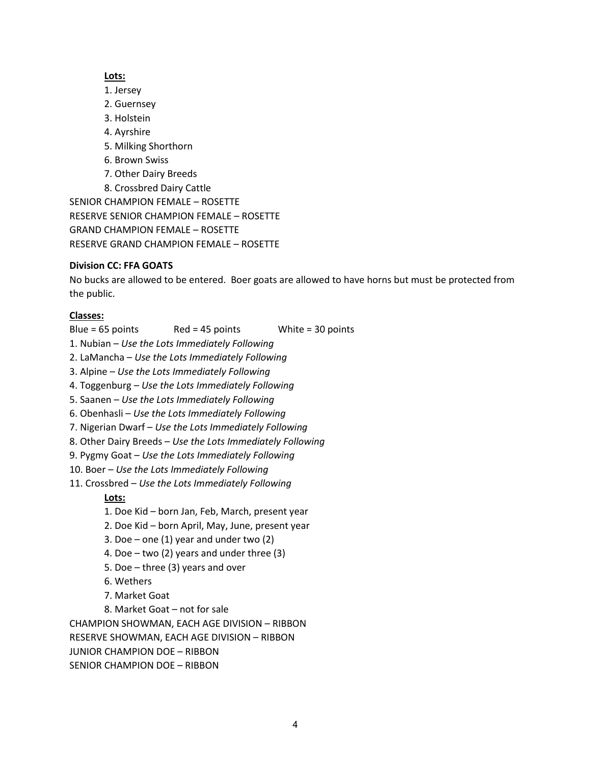**Lots:**

1. Jersey
2. Guernsey
3. Holstein
4. Ayrshire
5. Milking Shorthorn
6. Brown Swiss
7. Other Dairy Breeds
8. Crossbred Dairy Cattle

SENIOR CHAMPION FEMALE – ROSETTE
RESERVE SENIOR CHAMPION FEMALE – ROSETTE
GRAND CHAMPION FEMALE – ROSETTE
RESERVE GRAND CHAMPION FEMALE – ROSETTE

**Division CC: FFA GOATS**

No bucks are allowed to be entered. Boer goats are allowed to have horns but must be protected from the public.

**Classes:**

Blue = 65 points Red = 45 points White = 30 points

1. Nubian – *Use the Lots Immediately Following*
2. LaMancha – *Use the Lots Immediately Following*
3. Alpine – *Use the Lots Immediately Following*
4. Toggenburg – *Use the Lots Immediately Following*
5. Saanen – *Use the Lots Immediately Following*
6. Obenhasli – *Use the Lots Immediately Following*
7. Nigerian Dwarf – *Use the Lots Immediately Following*
8. Other Dairy Breeds – *Use the Lots Immediately Following*
9. Pygmy Goat – *Use the Lots Immediately Following*
10. Boer – *Use the Lots Immediately Following*
11. Crossbred – *Use the Lots Immediately Following*

**Lots:**

1. Doe Kid – born Jan, Feb, March, present year
2. Doe Kid – born April, May, June, present year
3. Doe – one (1) year and under two (2)
4. Doe – two (2) years and under three (3)
5. Doe – three (3) years and over
6. Wethers
7. Market Goat
8. Market Goat – not for sale

CHAMPION SHOWMAN, EACH AGE DIVISION – RIBBON
RESERVE SHOWMAN, EACH AGE DIVISION – RIBBON
JUNIOR CHAMPION DOE – RIBBON
SENIOR CHAMPION DOE – RIBBON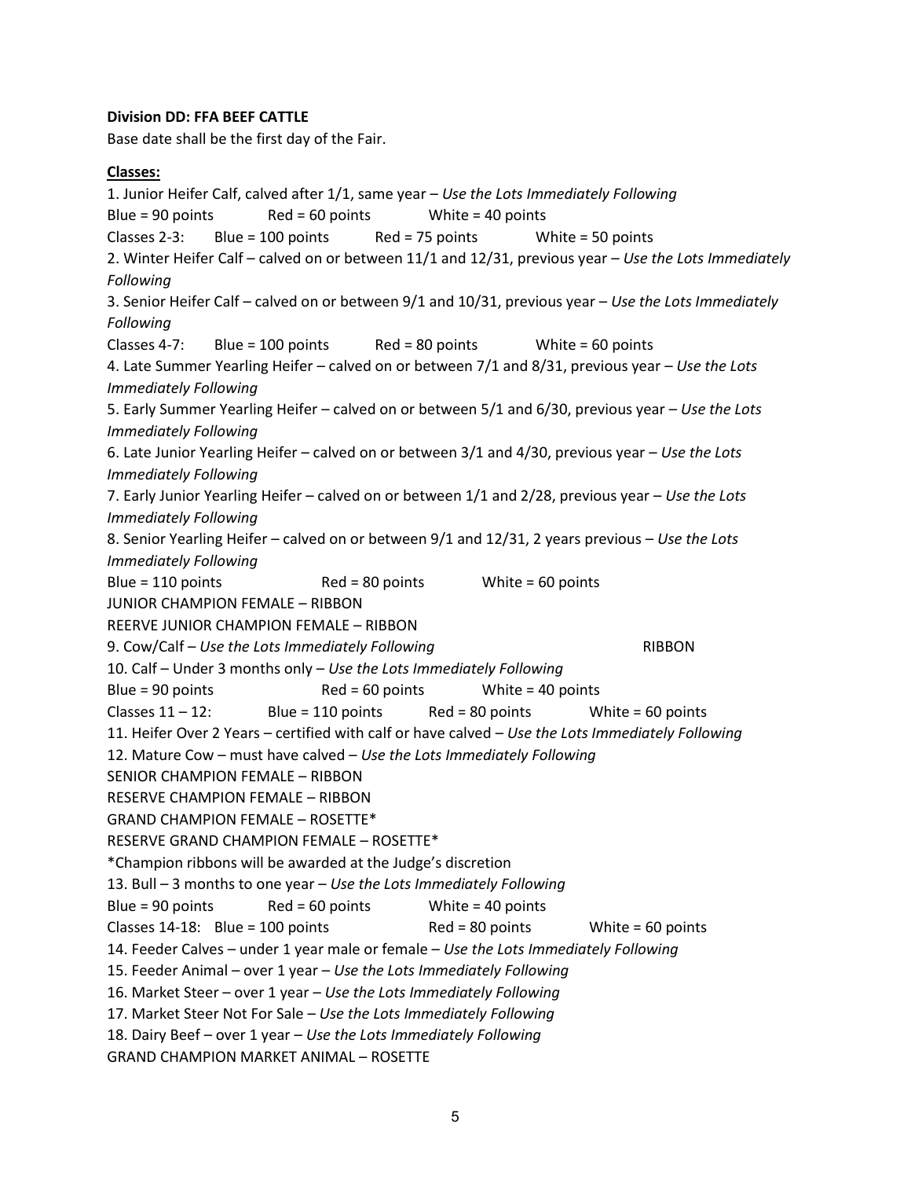**Division DD: FFA BEEF CATTLE**

Base date shall be the first day of the Fair.

**Classes:**

1. Junior Heifer Calf, calved after 1/1, same year – *Use the Lots Immediately Following*

Blue = 90 points     Red = 60 points     White = 40 points

Classes 2-3:     Blue = 100 points     Red = 75 points     White = 50 points

2. Winter Heifer Calf – calved on or between 11/1 and 12/31, previous year – *Use the Lots Immediately Following*
3. Senior Heifer Calf – calved on or between 9/1 and 10/31, previous year – *Use the Lots Immediately Following*

Classes 4-7:     Blue = 100 points     Red = 80 points     White = 60 points

4. Late Summer Yearling Heifer – calved on or between 7/1 and 8/31, previous year – *Use the Lots Immediately Following*
5. Early Summer Yearling Heifer – calved on or between 5/1 and 6/30, previous year – *Use the Lots Immediately Following*
6. Late Junior Yearling Heifer – calved on or between 3/1 and 4/30, previous year – *Use the Lots Immediately Following*
7. Early Junior Yearling Heifer – calved on or between 1/1 and 2/28, previous year – *Use the Lots Immediately Following*
8. Senior Yearling Heifer – calved on or between 9/1 and 12/31, 2 years previous – *Use the Lots Immediately Following*

Blue = 110 points     Red = 80 points     White = 60 points

JUNIOR CHAMPION FEMALE – RIBBON

REERVE JUNIOR CHAMPION FEMALE – RIBBON

9. Cow/Calf – *Use the Lots Immediately Following*     RIBBON
10. Calf – Under 3 months only – *Use the Lots Immediately Following*

Blue = 90 points     Red = 60 points     White = 40 points

Classes 11 – 12:     Blue = 110 points     Red = 80 points     White = 60 points

11. Heifer Over 2 Years – certified with calf or have calved – *Use the Lots Immediately Following*
12. Mature Cow – must have calved – *Use the Lots Immediately Following*

SENIOR CHAMPION FEMALE – RIBBON

RESERVE CHAMPION FEMALE – RIBBON

GRAND CHAMPION FEMALE – ROSETTE*

RESERVE GRAND CHAMPION FEMALE – ROSETTE*

*Champion ribbons will be awarded at the Judge's discretion

13. Bull – 3 months to one year – *Use the Lots Immediately Following*

Blue = 90 points     Red = 60 points     White = 40 points

Classes 14-18:  Blue = 100 points     Red = 80 points     White = 60 points

14. Feeder Calves – under 1 year male or female – *Use the Lots Immediately Following*
15. Feeder Animal – over 1 year – *Use the Lots Immediately Following*
16. Market Steer – over 1 year – *Use the Lots Immediately Following*
17. Market Steer Not For Sale – *Use the Lots Immediately Following*
18. Dairy Beef – over 1 year – *Use the Lots Immediately Following*

GRAND CHAMPION MARKET ANIMAL – ROSETTE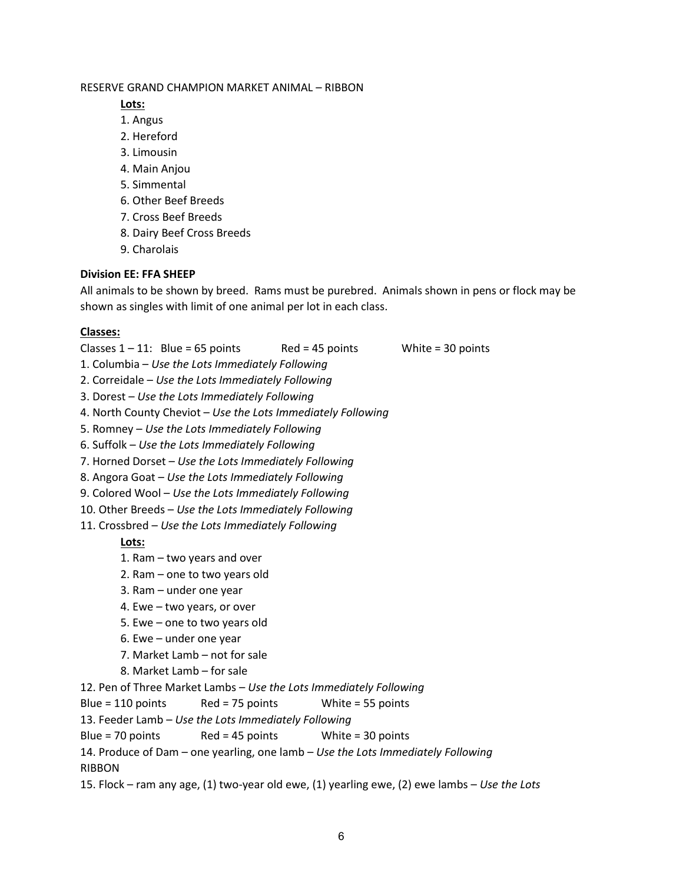RESERVE GRAND CHAMPION MARKET ANIMAL – RIBBON

**Lots:**

1. Angus
2. Hereford
3. Limousin
4. Main Anjou
5. Simmental
6. Other Beef Breeds
7. Cross Beef Breeds
8. Dairy Beef Cross Breeds
9. Charolais

**Division EE: FFA SHEEP**

All animals to be shown by breed. Rams must be purebred. Animals shown in pens or flock may be shown as singles with limit of one animal per lot in each class.

**Classes:**

Classes 1 – 11: Blue = 65 points Red = 45 points White = 30 points

1. Columbia – *Use the Lots Immediately Following*
2. Correidale – *Use the Lots Immediately Following*
3. Dorest – *Use the Lots Immediately Following*
4. North County Cheviot – *Use the Lots Immediately Following*
5. Romney – *Use the Lots Immediately Following*
6. Suffolk – *Use the Lots Immediately Following*
7. Horned Dorset – *Use the Lots Immediately Following*
8. Angora Goat – *Use the Lots Immediately Following*
9. Colored Wool – *Use the Lots Immediately Following*
10. Other Breeds – *Use the Lots Immediately Following*
11. Crossbred – *Use the Lots Immediately Following*

    **Lots:**

    1. Ram – two years and over
    2. Ram – one to two years old
    3. Ram – under one year
    4. Ewe – two years, or over
    5. Ewe – one to two years old
    6. Ewe – under one year
    7. Market Lamb – not for sale
    8. Market Lamb – for sale

12. Pen of Three Market Lambs – *Use the Lots Immediately Following*

    Blue = 110 points Red = 75 points White = 55 points

13. Feeder Lamb – *Use the Lots Immediately Following*

    Blue = 70 points Red = 45 points White = 30 points

14. Produce of Dam – one yearling, one lamb – *Use the Lots Immediately Following*

    RIBBON

15. Flock – ram any age, (1) two-year old ewe, (1) yearling ewe, (2) ewe lambs – *Use the Lots*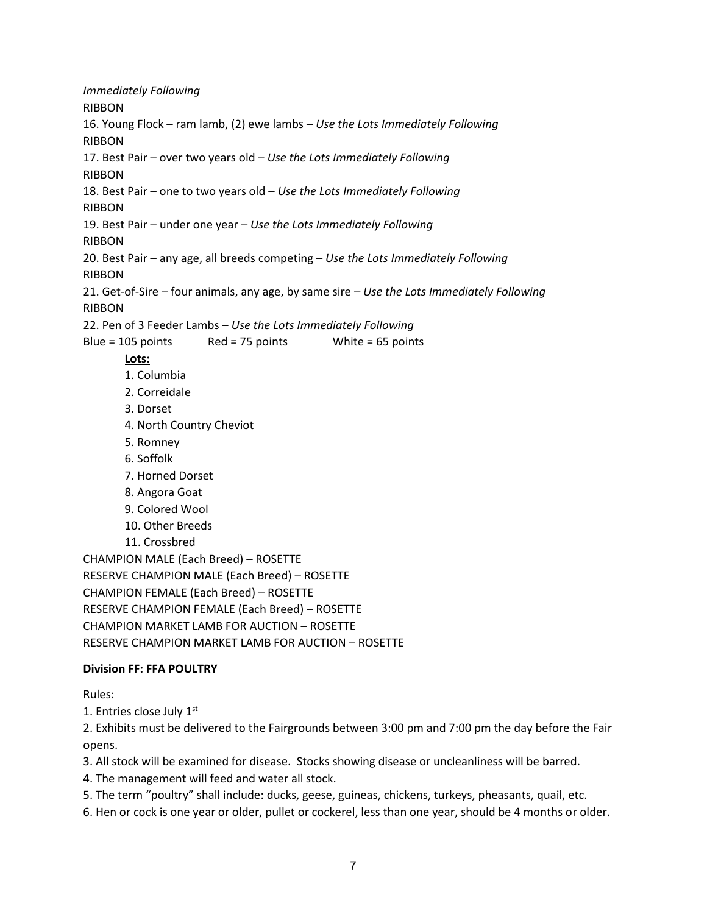*Immediately Following*

RIBBON

16. Young Flock – ram lamb, (2) ewe lambs – *Use the Lots Immediately Following*

RIBBON

17. Best Pair – over two years old – *Use the Lots Immediately Following*

RIBBON

18. Best Pair – one to two years old – *Use the Lots Immediately Following*

RIBBON

19. Best Pair – under one year – *Use the Lots Immediately Following*

RIBBON

20. Best Pair – any age, all breeds competing – *Use the Lots Immediately Following*

RIBBON

21. Get-of-Sire – four animals, any age, by same sire – *Use the Lots Immediately Following*

RIBBON

22. Pen of 3 Feeder Lambs – *Use the Lots Immediately Following*

Blue = 105 points  Red = 75 points  White = 65 points

**Lots:**

1. Columbia
2. Correidale
3. Dorset
4. North Country Cheviot
5. Romney
6. Soffolk
7. Horned Dorset
8. Angora Goat
9. Colored Wool
10. Other Breeds
11. Crossbred

CHAMPION MALE (Each Breed) – ROSETTE

RESERVE CHAMPION MALE (Each Breed) – ROSETTE

CHAMPION FEMALE (Each Breed) – ROSETTE

RESERVE CHAMPION FEMALE (Each Breed) – ROSETTE

CHAMPION MARKET LAMB FOR AUCTION – ROSETTE

RESERVE CHAMPION MARKET LAMB FOR AUCTION – ROSETTE

**Division FF: FFA POULTRY**

Rules:

1. Entries close July 1st
2. Exhibits must be delivered to the Fairgrounds between 3:00 pm and 7:00 pm the day before the Fair opens.
3. All stock will be examined for disease. Stocks showing disease or uncleanliness will be barred.
4. The management will feed and water all stock.
5. The term "poultry" shall include: ducks, geese, guineas, chickens, turkeys, pheasants, quail, etc.
6. Hen or cock is one year or older, pullet or cockerel, less than one year, should be 4 months or older.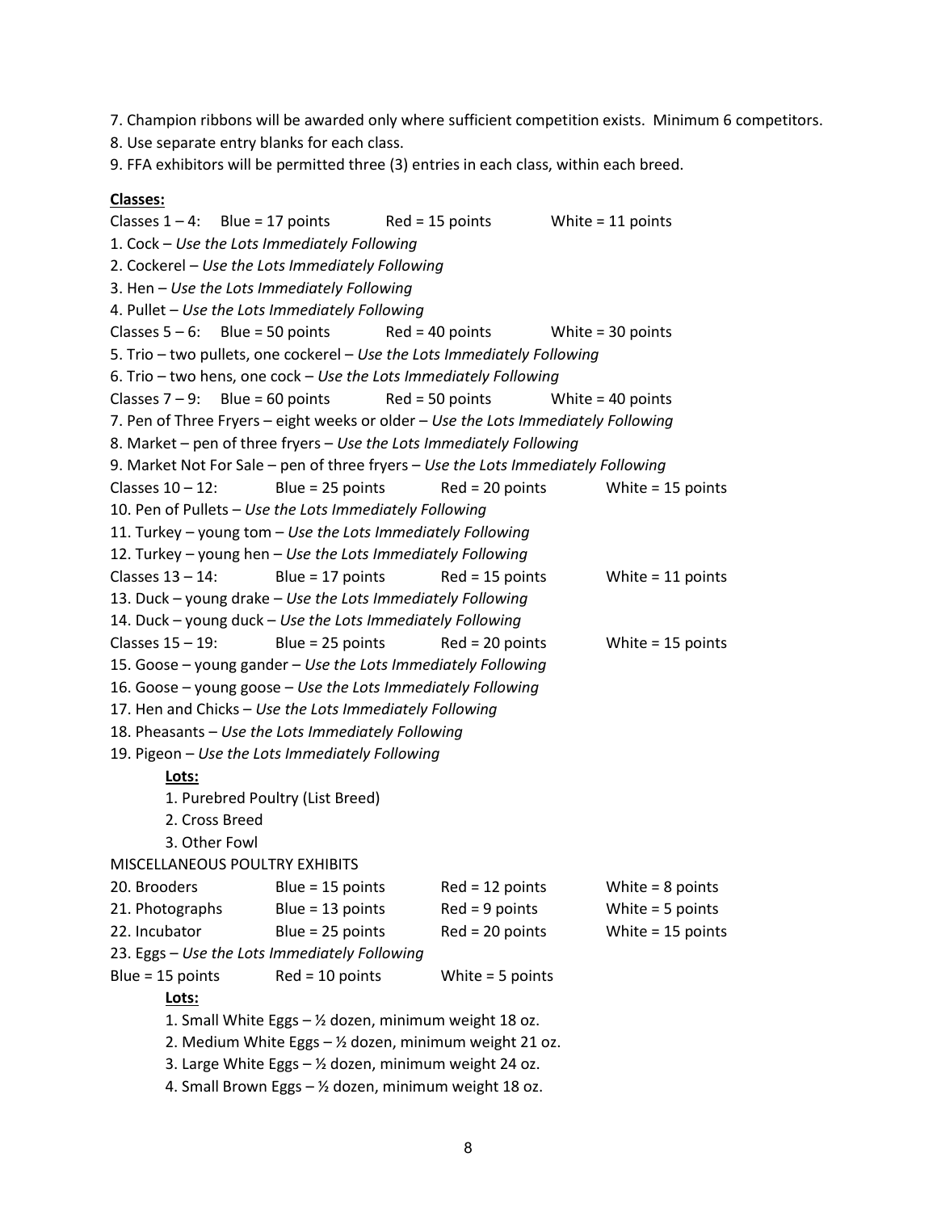7. Champion ribbons will be awarded only where sufficient competition exists. Minimum 6 competitors.
8. Use separate entry blanks for each class.
9. FFA exhibitors will be permitted three (3) entries in each class, within each breed.

**Classes:**

Classes 1 – 4: Blue = 17 points Red = 15 points White = 11 points

1. Cock – *Use the Lots Immediately Following*
2. Cockerel – *Use the Lots Immediately Following*
3. Hen – *Use the Lots Immediately Following*
4. Pullet – *Use the Lots Immediately Following*

Classes 5 – 6: Blue = 50 points Red = 40 points White = 30 points

5. Trio – two pullets, one cockerel – *Use the Lots Immediately Following*
6. Trio – two hens, one cock – *Use the Lots Immediately Following*

Classes 7 – 9: Blue = 60 points Red = 50 points White = 40 points

7. Pen of Three Fryers – eight weeks or older – *Use the Lots Immediately Following*
8. Market – pen of three fryers – *Use the Lots Immediately Following*
9. Market Not For Sale – pen of three fryers – *Use the Lots Immediately Following*

Classes 10 – 12: Blue = 25 points Red = 20 points White = 15 points

10. Pen of Pullets – *Use the Lots Immediately Following*
11. Turkey – young tom – *Use the Lots Immediately Following*
12. Turkey – young hen – *Use the Lots Immediately Following*

Classes 13 – 14: Blue = 17 points Red = 15 points White = 11 points

13. Duck – young drake – *Use the Lots Immediately Following*
14. Duck – young duck – *Use the Lots Immediately Following*

Classes 15 – 19: Blue = 25 points Red = 20 points White = 15 points

15. Goose – young gander – *Use the Lots Immediately Following*
16. Goose – young goose – *Use the Lots Immediately Following*
17. Hen and Chicks – *Use the Lots Immediately Following*
18. Pheasants – *Use the Lots Immediately Following*
19. Pigeon – *Use the Lots Immediately Following*

**Lots:**

1. Purebred Poultry (List Breed)
2. Cross Breed
3. Other Fowl

MISCELLANEOUS POULTRY EXHIBITS

| Class | Blue | Red | White |
|---|---|---|---|
| 20. Brooders | Blue = 15 points | Red = 12 points | White = 8 points |
| 21. Photographs | Blue = 13 points | Red = 9 points | White = 5 points |
| 22. Incubator | Blue = 25 points | Red = 20 points | White = 15 points |

23. Eggs – *Use the Lots Immediately Following*

Blue = 15 points Red = 10 points White = 5 points

**Lots:**

1. Small White Eggs – ½ dozen, minimum weight 18 oz.
2. Medium White Eggs – ½ dozen, minimum weight 21 oz.
3. Large White Eggs – ½ dozen, minimum weight 24 oz.
4. Small Brown Eggs – ½ dozen, minimum weight 18 oz.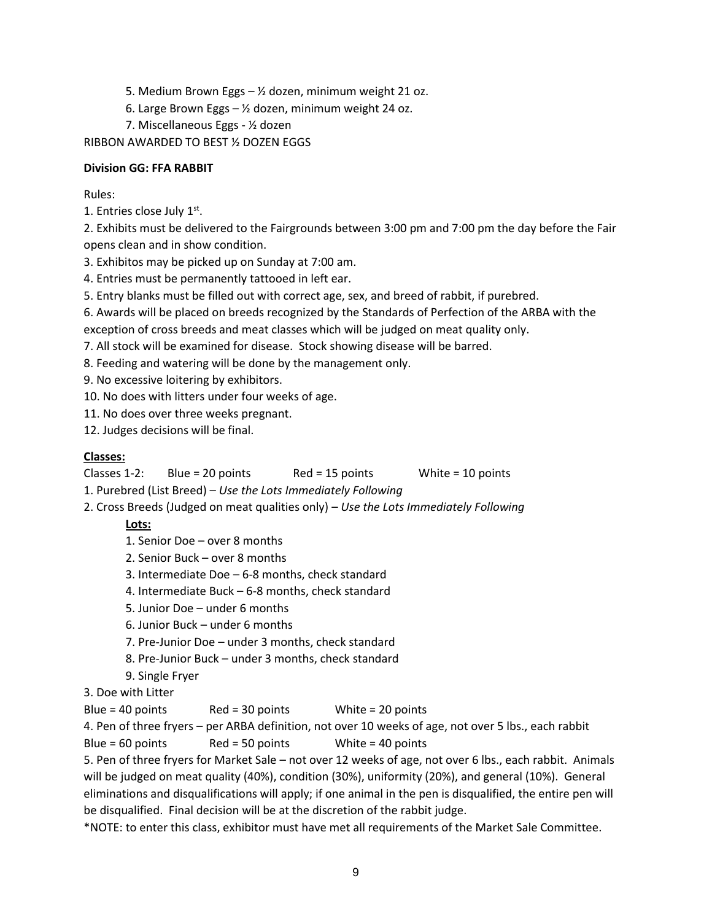5. Medium Brown Eggs – ½ dozen, minimum weight 21 oz.
6. Large Brown Eggs – ½ dozen, minimum weight 24 oz.
7. Miscellaneous Eggs - ½ dozen

RIBBON AWARDED TO BEST ½ DOZEN EGGS

**Division GG: FFA RABBIT**

Rules:

1. Entries close July 1st.
2. Exhibits must be delivered to the Fairgrounds between 3:00 pm and 7:00 pm the day before the Fair opens clean and in show condition.
3. Exhibitos may be picked up on Sunday at 7:00 am.
4. Entries must be permanently tattooed in left ear.
5. Entry blanks must be filled out with correct age, sex, and breed of rabbit, if purebred.
6. Awards will be placed on breeds recognized by the Standards of Perfection of the ARBA with the exception of cross breeds and meat classes which will be judged on meat quality only.
7. All stock will be examined for disease. Stock showing disease will be barred.
8. Feeding and watering will be done by the management only.
9. No excessive loitering by exhibitors.
10. No does with litters under four weeks of age.
11. No does over three weeks pregnant.
12. Judges decisions will be final.

**Classes:**

Classes 1-2: Blue = 20 points Red = 15 points White = 10 points

1. Purebred (List Breed) – *Use the Lots Immediately Following*
2. Cross Breeds (Judged on meat qualities only) – *Use the Lots Immediately Following*

**Lots:**

1. Senior Doe – over 8 months
2. Senior Buck – over 8 months
3. Intermediate Doe – 6-8 months, check standard
4. Intermediate Buck – 6-8 months, check standard
5. Junior Doe – under 6 months
6. Junior Buck – under 6 months
7. Pre-Junior Doe – under 3 months, check standard
8. Pre-Junior Buck – under 3 months, check standard
9. Single Fryer

3. Doe with Litter

Blue = 40 points Red = 30 points White = 20 points

4. Pen of three fryers – per ARBA definition, not over 10 weeks of age, not over 5 lbs., each rabbit

Blue = 60 points Red = 50 points White = 40 points

5. Pen of three fryers for Market Sale – not over 12 weeks of age, not over 6 lbs., each rabbit. Animals will be judged on meat quality (40%), condition (30%), uniformity (20%), and general (10%). General eliminations and disqualifications will apply; if one animal in the pen is disqualified, the entire pen will be disqualified. Final decision will be at the discretion of the rabbit judge.

*NOTE: to enter this class, exhibitor must have met all requirements of the Market Sale Committee.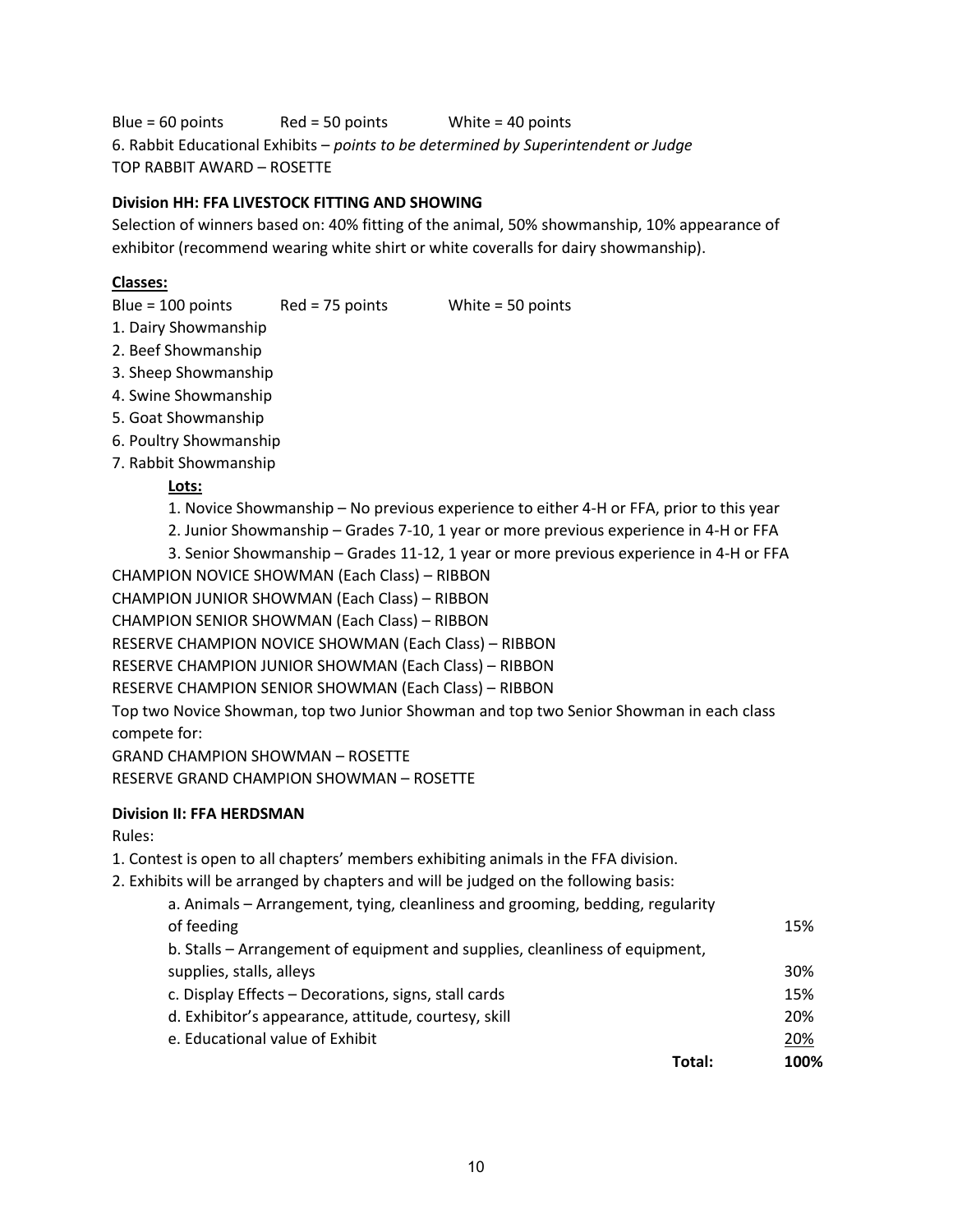Blue = 60 points Red = 50 points White = 40 points

6. Rabbit Educational Exhibits – *points to be determined by Superintendent or Judge*

TOP RABBIT AWARD – ROSETTE

**Division HH: FFA LIVESTOCK FITTING AND SHOWING**

Selection of winners based on: 40% fitting of the animal, 50% showmanship, 10% appearance of exhibitor (recommend wearing white shirt or white coveralls for dairy showmanship).

**Classes:**

Blue = 100 points Red = 75 points White = 50 points

1. Dairy Showmanship
2. Beef Showmanship
3. Sheep Showmanship
4. Swine Showmanship
5. Goat Showmanship
6. Poultry Showmanship
7. Rabbit Showmanship

**Lots:**

1. Novice Showmanship – No previous experience to either 4-H or FFA, prior to this year
2. Junior Showmanship – Grades 7-10, 1 year or more previous experience in 4-H or FFA
3. Senior Showmanship – Grades 11-12, 1 year or more previous experience in 4-H or FFA

CHAMPION NOVICE SHOWMAN (Each Class) – RIBBON

CHAMPION JUNIOR SHOWMAN (Each Class) – RIBBON

CHAMPION SENIOR SHOWMAN (Each Class) – RIBBON

RESERVE CHAMPION NOVICE SHOWMAN (Each Class) – RIBBON

RESERVE CHAMPION JUNIOR SHOWMAN (Each Class) – RIBBON

RESERVE CHAMPION SENIOR SHOWMAN (Each Class) – RIBBON

Top two Novice Showman, top two Junior Showman and top two Senior Showman in each class compete for:

GRAND CHAMPION SHOWMAN – ROSETTE

RESERVE GRAND CHAMPION SHOWMAN – ROSETTE

**Division II: FFA HERDSMAN**

Rules:

1. Contest is open to all chapters' members exhibiting animals in the FFA division.
2. Exhibits will be arranged by chapters and will be judged on the following basis:

| Criteria | Percent |
|---|---|
| a. Animals – Arrangement, tying, cleanliness and grooming, bedding, regularity of feeding | 15% |
| b. Stalls – Arrangement of equipment and supplies, cleanliness of equipment, supplies, stalls, alleys | 30% |
| c. Display Effects – Decorations, signs, stall cards | 15% |
| d. Exhibitor's appearance, attitude, courtesy, skill | 20% |
| e. Educational value of Exhibit | 20% |
| **Total:** | **100%** |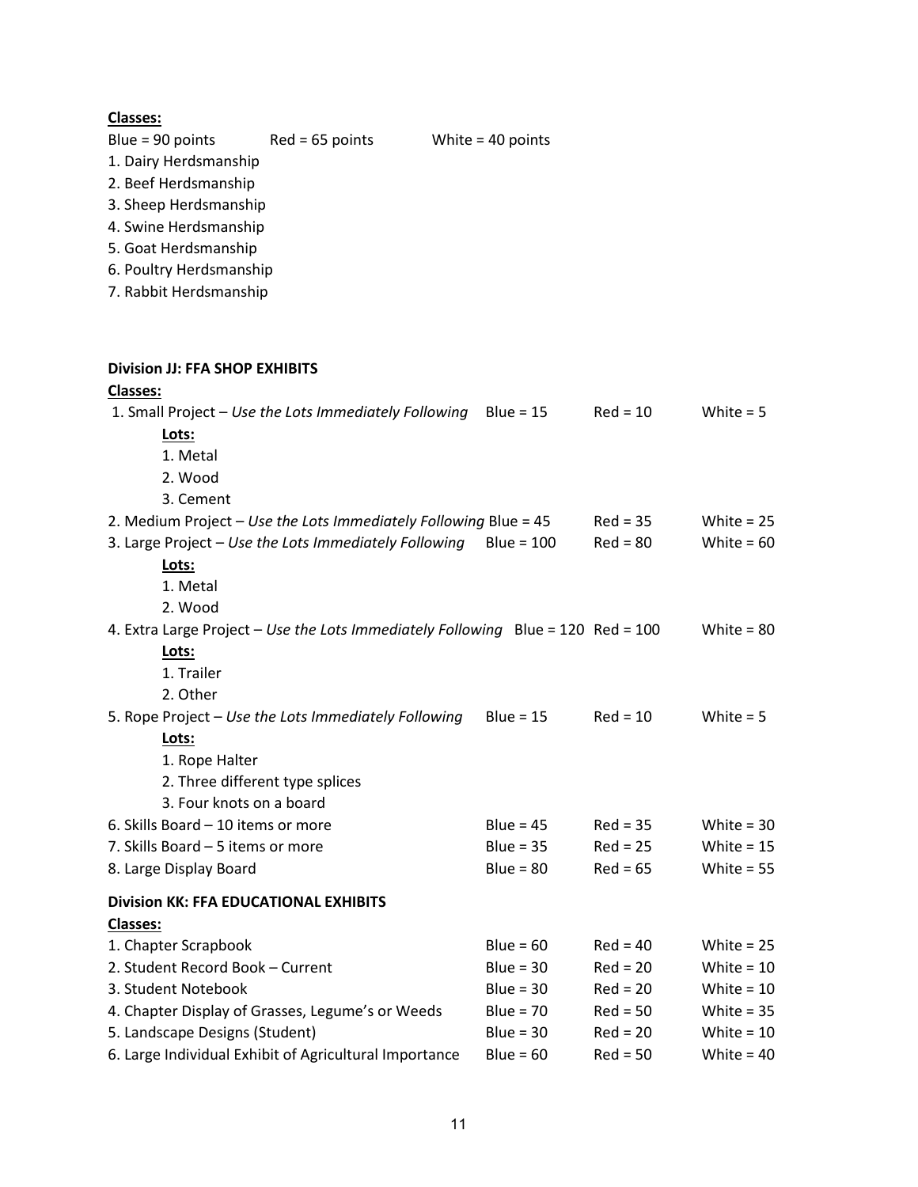**Classes:**

Blue = 90 points Red = 65 points White = 40 points

1. Dairy Herdsmanship
2. Beef Herdsmanship
3. Sheep Herdsmanship
4. Swine Herdsmanship
5. Goat Herdsmanship
6. Poultry Herdsmanship
7. Rabbit Herdsmanship

**Division JJ: FFA SHOP EXHIBITS**

**Classes:**

1. Small Project – *Use the Lots Immediately Following* Blue = 15 Red = 10 White = 5

   **Lots:**
   1. Metal
   2. Wood
   3. Cement

2. Medium Project – *Use the Lots Immediately Following* Blue = 45 Red = 35 White = 25
3. Large Project – *Use the Lots Immediately Following* Blue = 100 Red = 80 White = 60

   **Lots:**
   1. Metal
   2. Wood

4. Extra Large Project – *Use the Lots Immediately Following* Blue = 120 Red = 100 White = 80

   **Lots:**
   1. Trailer
   2. Other

5. Rope Project – *Use the Lots Immediately Following* Blue = 15 Red = 10 White = 5

   **Lots:**
   1. Rope Halter
   2. Three different type splices
   3. Four knots on a board

6. Skills Board – 10 items or more Blue = 45 Red = 35 White = 30
7. Skills Board – 5 items or more Blue = 35 Red = 25 White = 15
8. Large Display Board Blue = 80 Red = 65 White = 55

**Division KK: FFA EDUCATIONAL EXHIBITS**

**Classes:**

| Class | Blue | Red | White |
|---|---|---|---|
| 1. Chapter Scrapbook | Blue = 60 | Red = 40 | White = 25 |
| 2. Student Record Book – Current | Blue = 30 | Red = 20 | White = 10 |
| 3. Student Notebook | Blue = 30 | Red = 20 | White = 10 |
| 4. Chapter Display of Grasses, Legume's or Weeds | Blue = 70 | Red = 50 | White = 35 |
| 5. Landscape Designs (Student) | Blue = 30 | Red = 20 | White = 10 |
| 6. Large Individual Exhibit of Agricultural Importance | Blue = 60 | Red = 50 | White = 40 |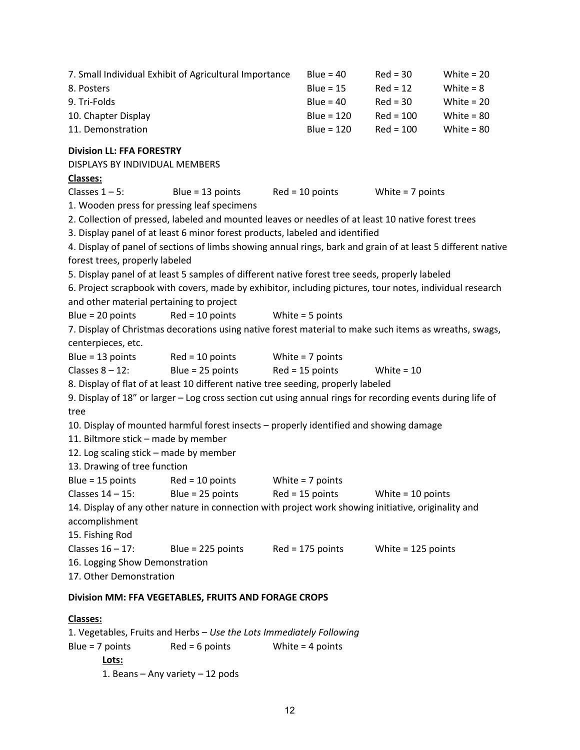| | | | |
|---|---|---|---|
| 7. Small Individual Exhibit of Agricultural Importance | Blue = 40 | Red = 30 | White = 20 |
| 8. Posters | Blue = 15 | Red = 12 | White = 8 |
| 9. Tri-Folds | Blue = 40 | Red = 30 | White = 20 |
| 10. Chapter Display | Blue = 120 | Red = 100 | White = 80 |
| 11. Demonstration | Blue = 120 | Red = 100 | White = 80 |

**Division LL: FFA FORESTRY**

DISPLAYS BY INDIVIDUAL MEMBERS

**Classes:**

Classes 1 – 5: Blue = 13 points Red = 10 points White = 7 points

1. Wooden press for pressing leaf specimens
2. Collection of pressed, labeled and mounted leaves or needles of at least 10 native forest trees
3. Display panel of at least 6 minor forest products, labeled and identified
4. Display of panel of sections of limbs showing annual rings, bark and grain of at least 5 different native forest trees, properly labeled
5. Display panel of at least 5 samples of different native forest tree seeds, properly labeled
6. Project scrapbook with covers, made by exhibitor, including pictures, tour notes, individual research and other material pertaining to project

Blue = 20 points Red = 10 points White = 5 points

7. Display of Christmas decorations using native forest material to make such items as wreaths, swags, centerpieces, etc.

Blue = 13 points Red = 10 points White = 7 points

Classes 8 – 12: Blue = 25 points Red = 15 points White = 10

8. Display of flat of at least 10 different native tree seeding, properly labeled
9. Display of 18" or larger – Log cross section cut using annual rings for recording events during life of tree
10. Display of mounted harmful forest insects – properly identified and showing damage
11. Biltmore stick – made by member
12. Log scaling stick – made by member
13. Drawing of tree function

Blue = 15 points Red = 10 points White = 7 points

Classes 14 – 15: Blue = 25 points Red = 15 points White = 10 points

14. Display of any other nature in connection with project work showing initiative, originality and accomplishment
15. Fishing Rod

Classes 16 – 17: Blue = 225 points Red = 175 points White = 125 points

16. Logging Show Demonstration
17. Other Demonstration

**Division MM: FFA VEGETABLES, FRUITS AND FORAGE CROPS**

**Classes:**

1. Vegetables, Fruits and Herbs – *Use the Lots Immediately Following*

Blue = 7 points Red = 6 points White = 4 points

**Lots:**

1. Beans – Any variety – 12 pods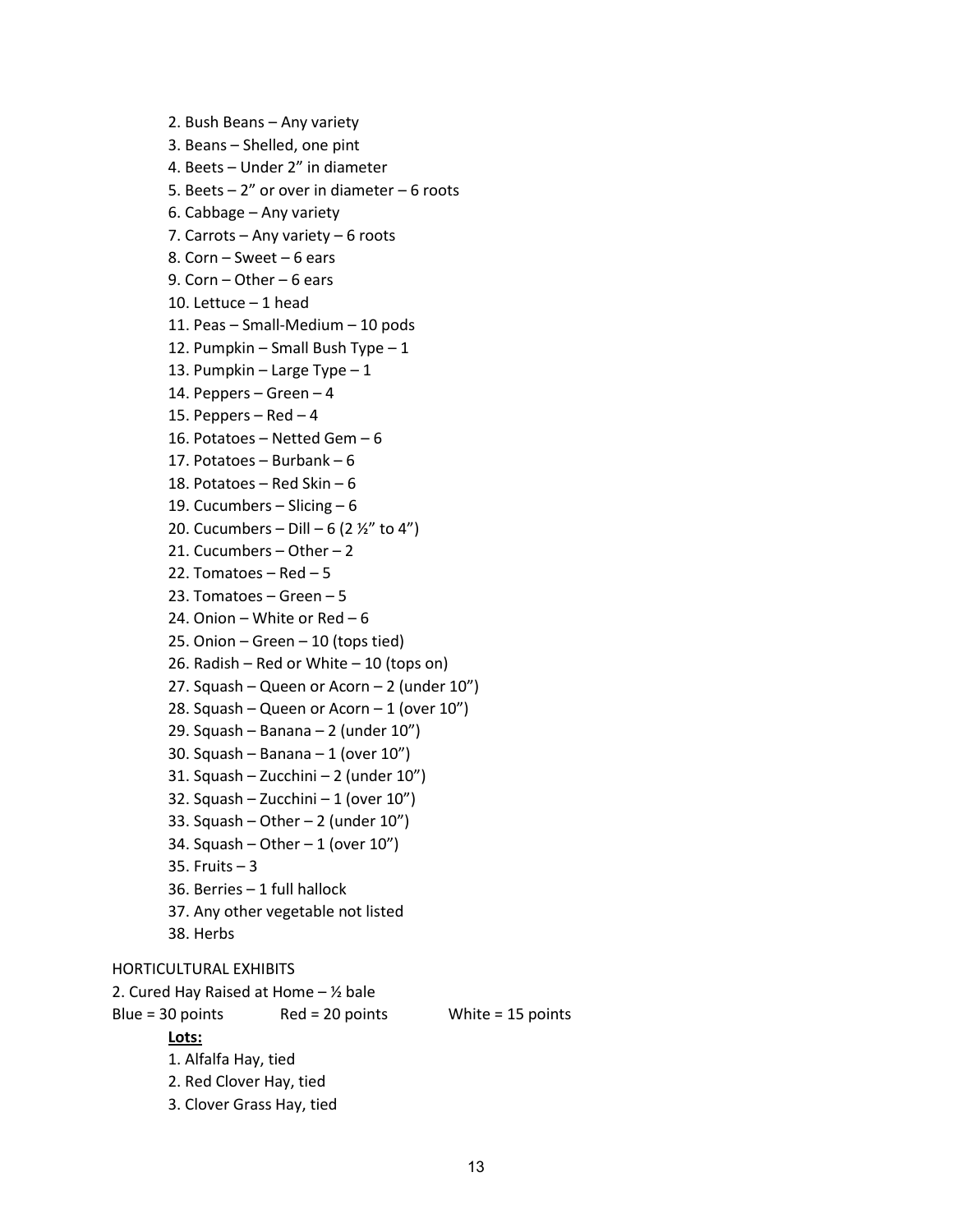2. Bush Beans – Any variety
3. Beans – Shelled, one pint
4. Beets – Under 2” in diameter
5. Beets – 2” or over in diameter – 6 roots
6. Cabbage – Any variety
7. Carrots – Any variety – 6 roots
8. Corn – Sweet – 6 ears
9. Corn – Other – 6 ears
10. Lettuce – 1 head
11. Peas – Small-Medium – 10 pods
12. Pumpkin – Small Bush Type – 1
13. Pumpkin – Large Type – 1
14. Peppers – Green – 4
15. Peppers – Red – 4
16. Potatoes – Netted Gem – 6
17. Potatoes – Burbank – 6
18. Potatoes – Red Skin – 6
19. Cucumbers – Slicing – 6
20. Cucumbers – Dill – 6 (2 ½” to 4”)
21. Cucumbers – Other – 2
22. Tomatoes – Red – 5
23. Tomatoes – Green – 5
24. Onion – White or Red – 6
25. Onion – Green – 10 (tops tied)
26. Radish – Red or White – 10 (tops on)
27. Squash – Queen or Acorn – 2 (under 10”)
28. Squash – Queen or Acorn – 1 (over 10”)
29. Squash – Banana – 2 (under 10”)
30. Squash – Banana – 1 (over 10”)
31. Squash – Zucchini – 2 (under 10”)
32. Squash – Zucchini – 1 (over 10”)
33. Squash – Other – 2 (under 10”)
34. Squash – Other – 1 (over 10”)
35. Fruits – 3
36. Berries – 1 full hallock
37. Any other vegetable not listed
38. Herbs

HORTICULTURAL EXHIBITS

2. Cured Hay Raised at Home – ½ bale

Blue = 30 points Red = 20 points White = 15 points

**Lots:**

1. Alfalfa Hay, tied
2. Red Clover Hay, tied
3. Clover Grass Hay, tied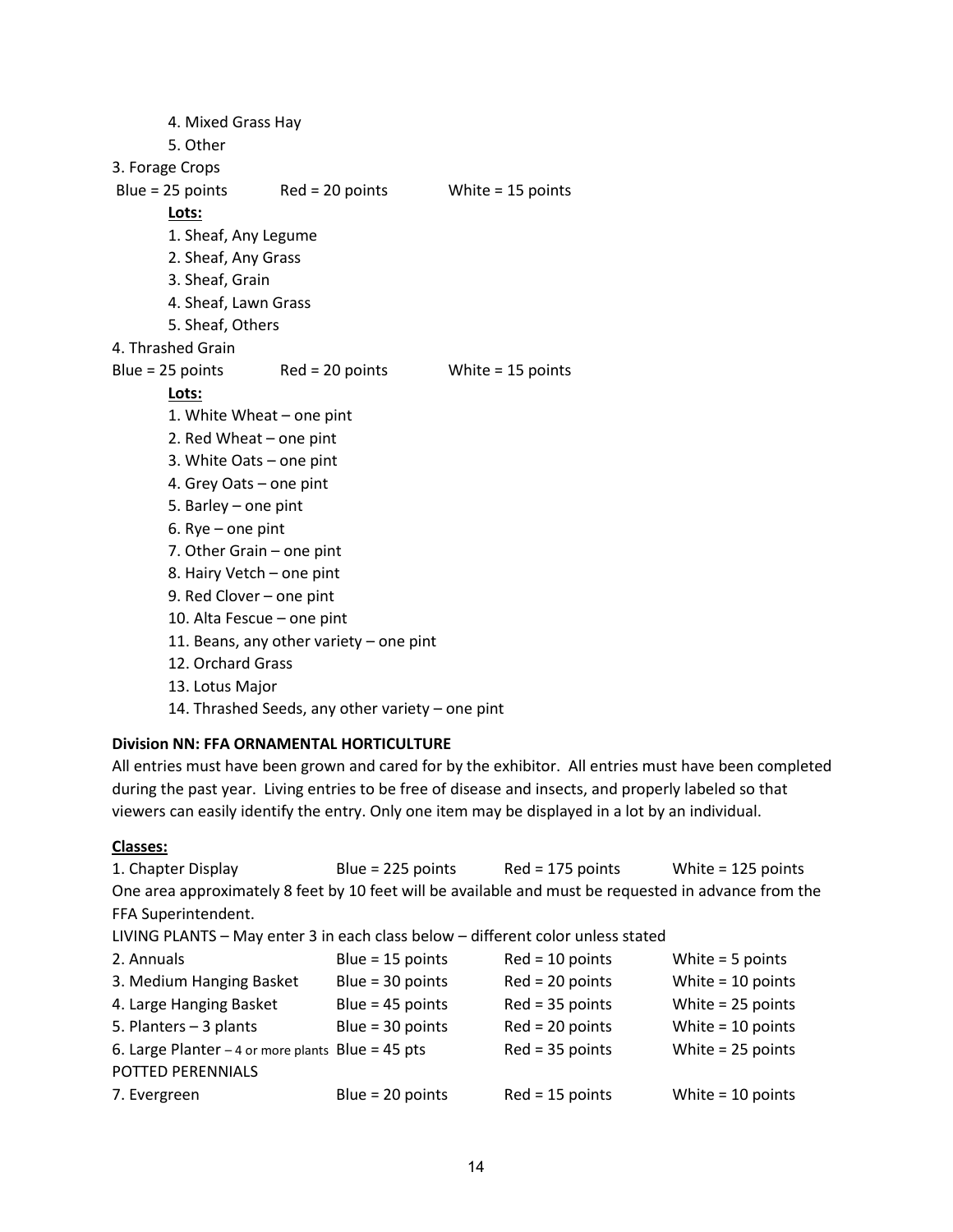4. Mixed Grass Hay
5. Other

3. Forage Crops

Blue = 25 points  Red = 20 points  White = 15 points

**Lots:**

1. Sheaf, Any Legume
2. Sheaf, Any Grass
3. Sheaf, Grain
4. Sheaf, Lawn Grass
5. Sheaf, Others

4. Thrashed Grain

Blue = 25 points  Red = 20 points  White = 15 points

**Lots:**

1. White Wheat – one pint
2. Red Wheat – one pint
3. White Oats – one pint
4. Grey Oats – one pint
5. Barley – one pint
6. Rye – one pint
7. Other Grain – one pint
8. Hairy Vetch – one pint
9. Red Clover – one pint
10. Alta Fescue – one pint
11. Beans, any other variety – one pint
12. Orchard Grass
13. Lotus Major
14. Thrashed Seeds, any other variety – one pint

**Division NN: FFA ORNAMENTAL HORTICULTURE**

All entries must have been grown and cared for by the exhibitor. All entries must have been completed during the past year. Living entries to be free of disease and insects, and properly labeled so that viewers can easily identify the entry. Only one item may be displayed in a lot by an individual.

**Classes:**

1. Chapter Display  Blue = 225 points  Red = 175 points  White = 125 points

One area approximately 8 feet by 10 feet will be available and must be requested in advance from the FFA Superintendent.

LIVING PLANTS – May enter 3 in each class below – different color unless stated

| Class | Blue | Red | White |
|---|---|---|---|
| 2. Annuals | Blue = 15 points | Red = 10 points | White = 5 points |
| 3. Medium Hanging Basket | Blue = 30 points | Red = 20 points | White = 10 points |
| 4. Large Hanging Basket | Blue = 45 points | Red = 35 points | White = 25 points |
| 5. Planters – 3 plants | Blue = 30 points | Red = 20 points | White = 10 points |
| 6. Large Planter – 4 or more plants | Blue = 45 pts | Red = 35 points | White = 25 points |

POTTED PERENNIALS

| Class | Blue | Red | White |
|---|---|---|---|
| 7. Evergreen | Blue = 20 points | Red = 15 points | White = 10 points |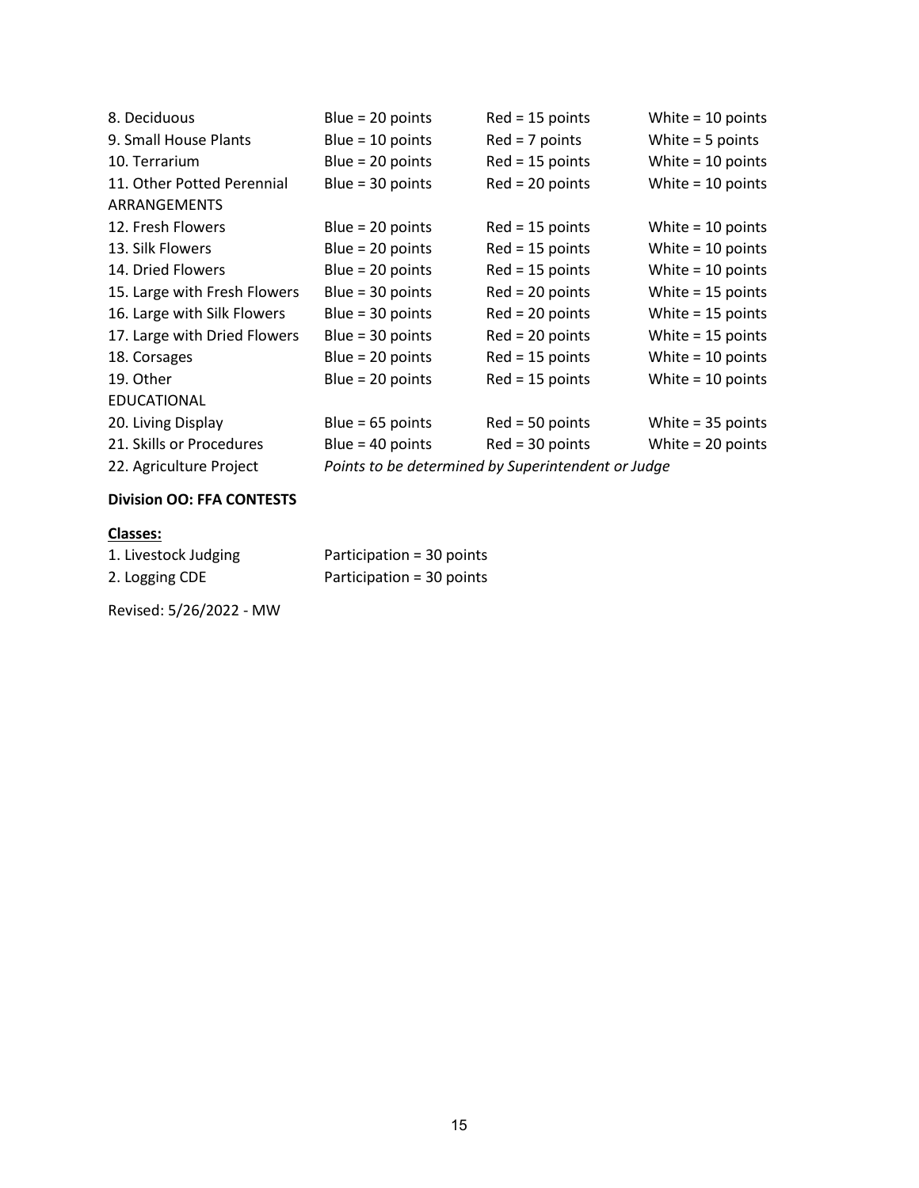| | | | |
|---|---|---|---|
| 8. Deciduous | Blue = 20 points | Red = 15 points | White = 10 points |
| 9. Small House Plants | Blue = 10 points | Red = 7 points | White = 5 points |
| 10. Terrarium | Blue = 20 points | Red = 15 points | White = 10 points |
| 11. Other Potted Perennial | Blue = 30 points | Red = 20 points | White = 10 points |
| ARRANGEMENTS | | | |
| 12. Fresh Flowers | Blue = 20 points | Red = 15 points | White = 10 points |
| 13. Silk Flowers | Blue = 20 points | Red = 15 points | White = 10 points |
| 14. Dried Flowers | Blue = 20 points | Red = 15 points | White = 10 points |
| 15. Large with Fresh Flowers | Blue = 30 points | Red = 20 points | White = 15 points |
| 16. Large with Silk Flowers | Blue = 30 points | Red = 20 points | White = 15 points |
| 17. Large with Dried Flowers | Blue = 30 points | Red = 20 points | White = 15 points |
| 18. Corsages | Blue = 20 points | Red = 15 points | White = 10 points |
| 19. Other | Blue = 20 points | Red = 15 points | White = 10 points |
| EDUCATIONAL | | | |
| 20. Living Display | Blue = 65 points | Red = 50 points | White = 35 points |
| 21. Skills or Procedures | Blue = 40 points | Red = 30 points | White = 20 points |
| 22. Agriculture Project | *Points to be determined by Superintendent or Judge* | | |

**Division OO: FFA CONTESTS**

**Classes:**

| | |
|---|---|
| 1. Livestock Judging | Participation = 30 points |
| 2. Logging CDE | Participation = 30 points |

Revised: 5/26/2022 - MW